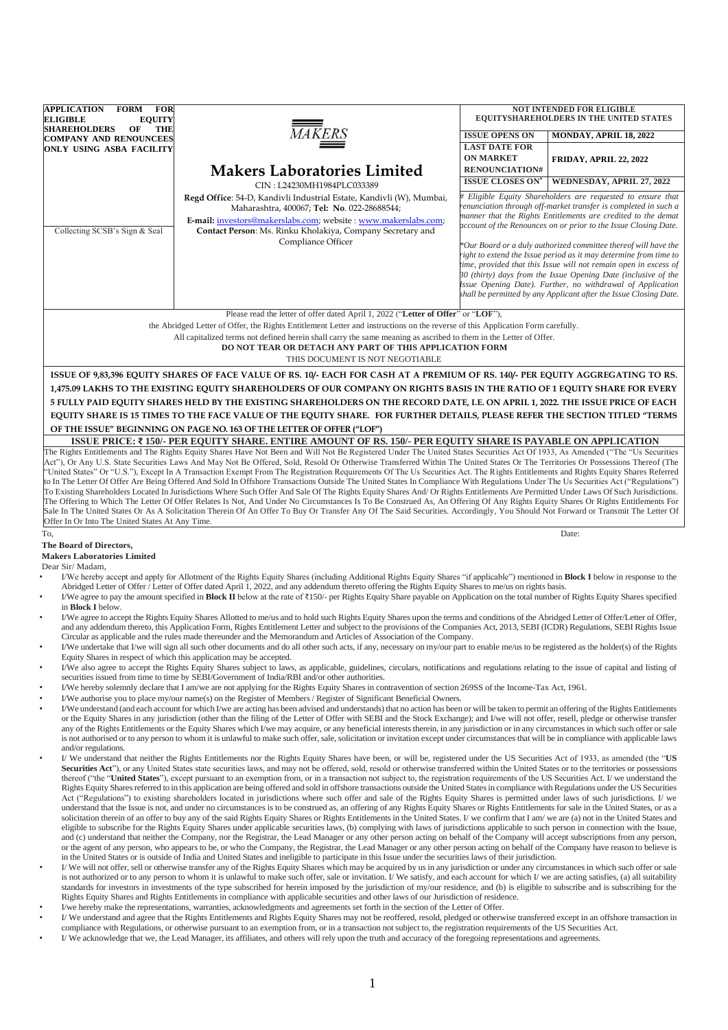| APPLICATION FORM FOR ELIGIBLE EQUITY SHAREHOLDERS OF THE COMPANY AND RENOUNCEES ONLY USING ASBA FACILITY | MAKERS | NOT INTENDED FOR ELIGIBLE EQUITYSHAREHOLDERS IN THE UNITED STATES | |
|---|---|---|---|
| | **Makers Laboratories Limited** | **ISSUE OPENS ON** | **MONDAY, APRIL 18, 2022** |
| | CIN : L24230MH1984PLC033389 | **LAST DATE FOR ON MARKET RENOUNCIATION#** | **FRIDAY, APRIL 22, 2022** |
| Collecting SCSB's Sign & Seal | **Regd Office**: 54-D, Kandivli Industrial Estate, Kandivli (W), Mumbai, Maharashtra, 400067; **Tel: No**. 022-28688544; **E-mail:** investors@makerslabs.com; website : www.makerslabs.com; **Contact Person**: Ms. Rinku Kholakiya, Company Secretary and Compliance Officer | **ISSUE CLOSES ON*** | **WEDNESDAY, APRIL 27, 2022** |

*# Eligible Equity Shareholders are requested to ensure that renunciation through off-market transfer is completed in such a manner that the Rights Entitlements are credited to the demat account of the Renounces on or prior to the Issue Closing Date.*

*\*Our Board or a duly authorized committee thereof will have the right to extend the Issue period as it may determine from time to time, provided that this Issue will not remain open in excess of 30 (thirty) days from the Issue Opening Date (inclusive of the Issue Opening Date). Further, no withdrawal of Application shall be permitted by any Applicant after the Issue Closing Date.*

Please read the letter of offer dated April 1, 2022 ("**Letter of Offer**" or "**LOF**"), the Abridged Letter of Offer, the Rights Entitlement Letter and instructions on the reverse of this Application Form carefully.
All capitalized terms not defined herein shall carry the same meaning as ascribed to them in the Letter of Offer.
**DO NOT TEAR OR DETACH ANY PART OF THIS APPLICATION FORM**
THIS DOCUMENT IS NOT NEGOTIABLE

**ISSUE OF 9,83,396 EQUITY SHARES OF FACE VALUE OF RS. 10/- EACH FOR CASH AT A PREMIUM OF RS. 140/- PER EQUITY AGGREGATING TO RS. 1,475.09 LAKHS TO THE EXISTING EQUITY SHAREHOLDERS OF OUR COMPANY ON RIGHTS BASIS IN THE RATIO OF 1 EQUITY SHARE FOR EVERY 5 FULLY PAID EQUITY SHARES HELD BY THE EXISTING SHAREHOLDERS ON THE RECORD DATE, I.E. ON APRIL 1, 2022. THE ISSUE PRICE OF EACH EQUITY SHARE IS 15 TIMES TO THE FACE VALUE OF THE EQUITY SHARE. FOR FURTHER DETAILS, PLEASE REFER THE SECTION TITLED "TERMS OF THE ISSUE" BEGINNING ON PAGE NO. 163 OF THE LETTER OF OFFER ("LOF")**

**ISSUE PRICE: ₹ 150/- PER EQUITY SHARE. ENTIRE AMOUNT OF RS. 150/- PER EQUITY SHARE IS PAYABLE ON APPLICATION**

The Rights Entitlements and The Rights Equity Shares Have Not Been and Will Not Be Registered Under The United States Securities Act Of 1933, As Amended ("The "Us Securities Act"), Or Any U.S. State Securities Laws And May Not Be Offered, Sold, Resold Or Otherwise Transferred Within The United States Or The Territories Or Possessions Thereof (The "United States" Or "U.S."), Except In A Transaction Exempt From The Registration Requirements Of The Us Securities Act. The Rights Entitlements and Rights Equity Shares Referred to In The Letter Of Offer Are Being Offered And Sold In Offshore Transactions Outside The United States In Compliance With Regulations Under The Us Securities Act ("Regulations") To Existing Shareholders Located In Jurisdictions Where Such Offer And Sale Of The Rights Equity Shares And/ Or Rights Entitlements Are Permitted Under Laws Of Such Jurisdictions. The Offering to Which The Letter Of Offer Relates Is Not, And Under No Circumstances Is To Be Construed As, An Offering Of Any Rights Equity Shares Or Rights Entitlements For Sale In The United States Or As A Solicitation Therein Of An Offer To Buy Or Transfer Any Of The Said Securities. Accordingly, You Should Not Forward or Transmit The Letter Of Offer In Or Into The United States At Any Time.

To,

**The Board of Directors,**
**Makers Laboratories Limited**

Date:

Dear Sir/ Madam,

- I/We hereby accept and apply for Allotment of the Rights Equity Shares (including Additional Rights Equity Shares "if applicable") mentioned in **Block I** below in response to the Abridged Letter of Offer / Letter of Offer dated April 1, 2022, and any addendum thereto offering the Rights Equity Shares to me/us on rights basis.
- I/We agree to pay the amount specified in **Block II** below at the rate of ₹150/- per Rights Equity Share payable on Application on the total number of Rights Equity Shares specified in **Block I** below.
- I/We agree to accept the Rights Equity Shares Allotted to me/us and to hold such Rights Equity Shares upon the terms and conditions of the Abridged Letter of Offer/Letter of Offer, and any addendum thereto, this Application Form, Rights Entitlement Letter and subject to the provisions of the Companies Act, 2013, SEBI (ICDR) Regulations, SEBI Rights Issue Circular as applicable and the rules made thereunder and the Memorandum and Articles of Association of the Company.
- I/We undertake that I/we will sign all such other documents and do all other such acts, if any, necessary on my/our part to enable me/us to be registered as the holder(s) of the Rights Equity Shares in respect of which this application may be accepted.
- I/We also agree to accept the Rights Equity Shares subject to laws, as applicable, guidelines, circulars, notifications and regulations relating to the issue of capital and listing of securities issued from time to time by SEBI/Government of India/RBI and/or other authorities.
- I/We hereby solemnly declare that I am/we are not applying for the Rights Equity Shares in contravention of section 269SS of the Income-Tax Act, 1961.
- I/We authorise you to place my/our name(s) on the Register of Members / Register of Significant Beneficial Owners.
- I/We understand (and each account for which I/we are acting has been advised and understands) that no action has been or will be taken to permit an offering of the Rights Entitlements or the Equity Shares in any jurisdiction (other than the filing of the Letter of Offer with SEBI and the Stock Exchange); and I/we will not offer, resell, pledge or otherwise transfer any of the Rights Entitlements or the Equity Shares which I/we may acquire, or any beneficial interests therein, in any jurisdiction or in any circumstances in which such offer or sale is not authorised or to any person to whom it is unlawful to make such offer, sale, solicitation or invitation except under circumstances that will be in compliance with applicable laws and/or regulations.
- I/ We understand that neither the Rights Entitlements nor the Rights Equity Shares have been, or will be, registered under the US Securities Act of 1933, as amended (the "**US Securities Act**"), or any United States state securities laws, and may not be offered, sold, resold or otherwise transferred within the United States or to the territories or possessions thereof ("the "**United States**"), except pursuant to an exemption from, or in a transaction not subject to, the registration requirements of the US Securities Act. I/ we understand the Rights Equity Shares referred to in this application are being offered and sold in offshore transactions outside the United States in compliance with Regulations under the US Securities Act ("Regulations") to existing shareholders located in jurisdictions where such offer and sale of the Rights Equity Shares is permitted under laws of such jurisdictions. I/ we understand that the Issue is not, and under no circumstances is to be construed as, an offering of any Rights Equity Shares or Rights Entitlements for sale in the United States, or as a solicitation therein of an offer to buy any of the said Rights Equity Shares or Rights Entitlements in the United States. I/ we confirm that I am/ we are (a) not in the United States and eligible to subscribe for the Rights Equity Shares under applicable securities laws, (b) complying with laws of jurisdictions applicable to such person in connection with the Issue, and (c) understand that neither the Company, nor the Registrar, the Lead Manager or any other person acting on behalf of the Company will accept subscriptions from any person, or the agent of any person, who appears to be, or who the Company, the Registrar, the Lead Manager or any other person acting on behalf of the Company have reason to believe is in the United States or is outside of India and United States and ineligible to participate in this Issue under the securities laws of their jurisdiction.
- I/ We will not offer, sell or otherwise transfer any of the Rights Equity Shares which may be acquired by us in any jurisdiction or under any circumstances in which such offer or sale is not authorized or to any person to whom it is unlawful to make such offer, sale or invitation. I/ We satisfy, and each account for which I/ we are acting satisfies, (a) all suitability standards for investors in investments of the type subscribed for herein imposed by the jurisdiction of my/our residence, and (b) is eligible to subscribe and is subscribing for the Rights Equity Shares and Rights Entitlements in compliance with applicable securities and other laws of our Jurisdiction of residence.
- I/we hereby make the representations, warranties, acknowledgments and agreements set forth in the section of the Letter of Offer.
- I/ We understand and agree that the Rights Entitlements and Rights Equity Shares may not be reoffered, resold, pledged or otherwise transferred except in an offshore transaction in compliance with Regulations, or otherwise pursuant to an exemption from, or in a transaction not subject to, the registration requirements of the US Securities Act.
- I/ We acknowledge that we, the Lead Manager, its affiliates, and others will rely upon the truth and accuracy of the foregoing representations and agreements.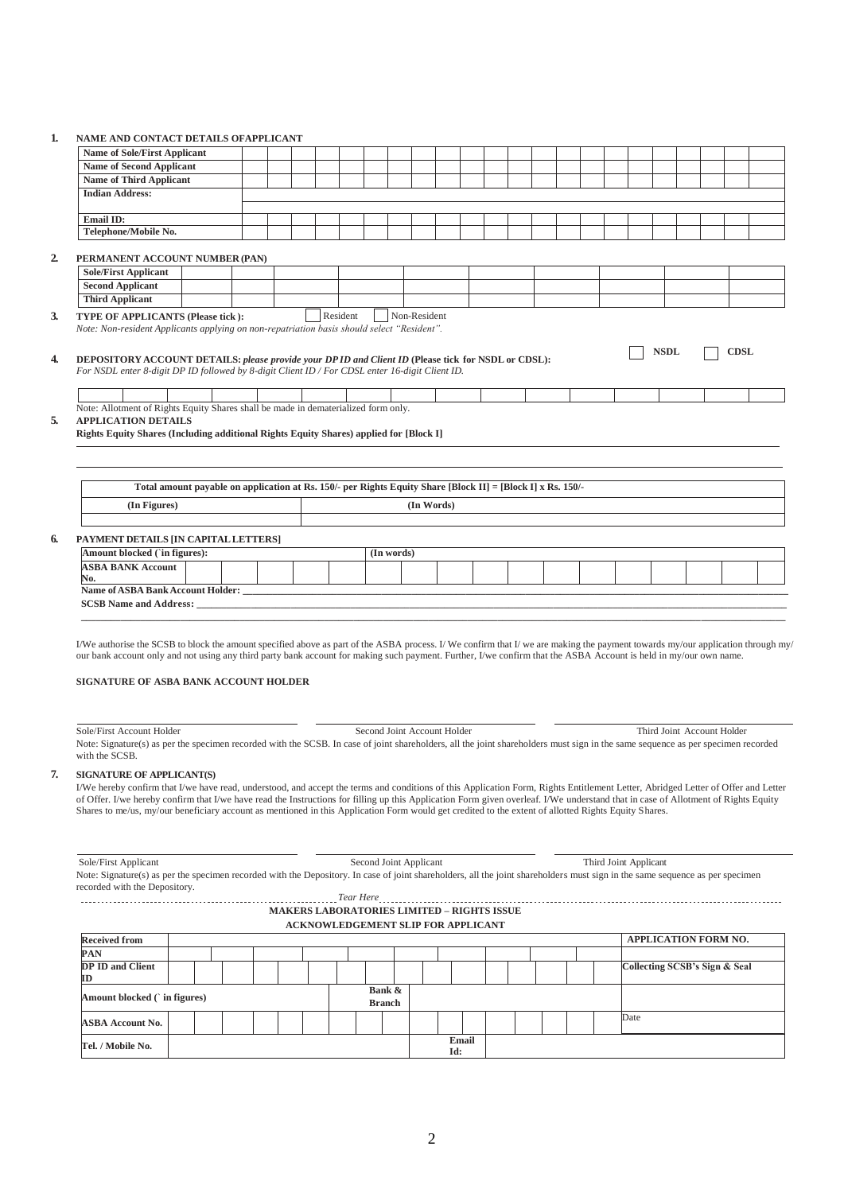**1. NAME AND CONTACT DETAILS OFAPPLICANT**

| | |
|---|---|
| **Name of Sole/First Applicant** | |
| **Name of Second Applicant** | |
| **Name of Third Applicant** | |
| **Indian Address:** | |
| **Email ID:** | |
| **Telephone/Mobile No.** | |

**2. PERMANENT ACCOUNT NUMBER (PAN)**

| | |
|---|---|
| **Sole/First Applicant** | |
| **Second Applicant** | |
| **Third Applicant** | |

**3. TYPE OF APPLICANTS (Please tick ):** ☐ Resident ☐ Non-Resident

*Note: Non-resident Applicants applying on non-repatriation basis should select "Resident".*

**4. DEPOSITORY ACCOUNT DETAILS:** ***please provide your DP ID and Client ID*** **(Please tick for NSDL or CDSL):** ☐ **NSDL** ☐ **CDSL**

*For NSDL enter 8-digit DP ID followed by 8-digit Client ID / For CDSL enter 16-digit Client ID.*

Note: Allotment of Rights Equity Shares shall be made in dematerialized form only.

**5. APPLICATION DETAILS**

**Rights Equity Shares (Including additional Rights Equity Shares) applied for [Block I]**

| **Total amount payable on application at Rs. 150/- per Rights Equity Share [Block II] = [Block I] x Rs. 150/-** | |
|---|---|
| **(In Figures)** | **(In Words)** |
| | |

**6. PAYMENT DETAILS [IN CAPITAL LETTERS]**

| **Amount blocked (` in figures):** | **(In words)** |
|---|---|
| **ASBA BANK Account No.** | |

**Name of ASBA Bank Account Holder:** ______________________________

**SCSB Name and Address:** ______________________________

I/We authorise the SCSB to block the amount specified above as part of the ASBA process. I/ We confirm that I/ we are making the payment towards my/our application through my/ our bank account only and not using any third party bank account for making such payment. Further, I/we confirm that the ASBA Account is held in my/our own name.

**SIGNATURE OF ASBA BANK ACCOUNT HOLDER**

Sole/First Account Holder &nbsp;&nbsp;&nbsp;&nbsp; Second Joint Account Holder &nbsp;&nbsp;&nbsp;&nbsp; Third Joint Account Holder

Note: Signature(s) as per the specimen recorded with the SCSB. In case of joint shareholders, all the joint shareholders must sign in the same sequence as per specimen recorded with the SCSB.

**7. SIGNATURE OF APPLICANT(S)**

I/We hereby confirm that I/we have read, understood, and accept the terms and conditions of this Application Form, Rights Entitlement Letter, Abridged Letter of Offer and Letter of Offer. I/we hereby confirm that I/we have read the Instructions for filling up this Application Form given overleaf. I/We understand that in case of Allotment of Rights Equity Shares to me/us, my/our beneficiary account as mentioned in this Application Form would get credited to the extent of allotted Rights Equity Shares.

Sole/First Applicant &nbsp;&nbsp;&nbsp;&nbsp; Second Joint Applicant &nbsp;&nbsp;&nbsp;&nbsp; Third Joint Applicant

Note: Signature(s) as per the specimen recorded with the Depository. In case of joint shareholders, all the joint shareholders must sign in the same sequence as per specimen recorded with the Depository.

*Tear Here*

**MAKERS LABORATORIES LIMITED – RIGHTS ISSUE**

**ACKNOWLEDGEMENT SLIP FOR APPLICANT**

| | | | |
|---|---|---|---|
| **Received from** | | | **APPLICATION FORM NO.** |
| **PAN** | | | |
| **DP ID and Client ID** | | | **Collecting SCSB's Sign & Seal** |
| **Amount blocked (` in figures)** | | **Bank & Branch** | |
| **ASBA Account No.** | | | Date |
| **Tel. / Mobile No.** | | **Email Id:** | |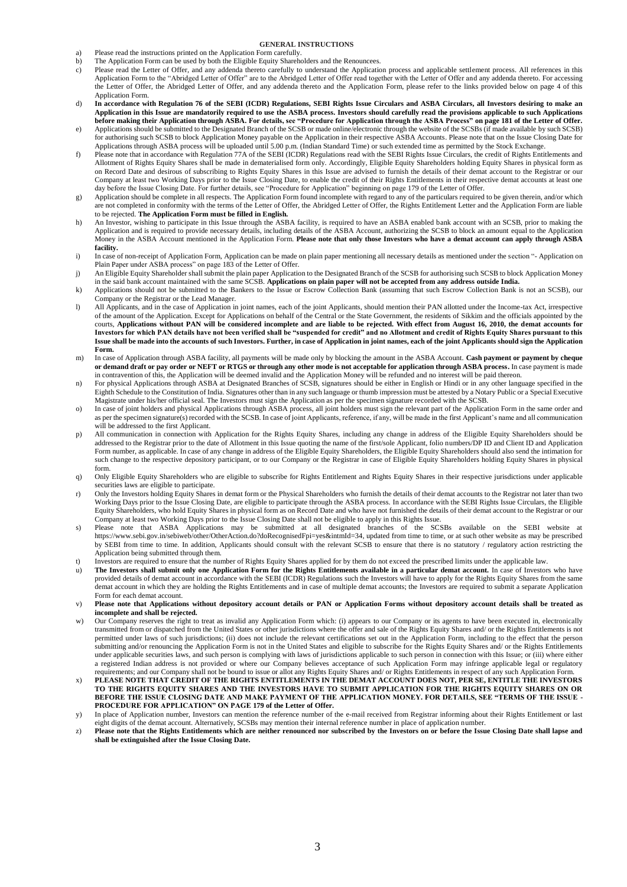## GENERAL INSTRUCTIONS

a) Please read the instructions printed on the Application Form carefully.

b) The Application Form can be used by both the Eligible Equity Shareholders and the Renouncees.

c) Please read the Letter of Offer, and any addenda thereto carefully to understand the Application process and applicable settlement process. All references in this Application Form to the "Abridged Letter of Offer" are to the Abridged Letter of Offer read together with the Letter of Offer and any addenda thereto. For accessing the Letter of Offer, the Abridged Letter of Offer, and any addenda thereto and the Application Form, please refer to the links provided below on page 4 of this Application Form.

d) **In accordance with Regulation 76 of the SEBI (ICDR) Regulations, SEBI Rights Issue Circulars and ASBA Circulars, all Investors desiring to make an Application in this Issue are mandatorily required to use the ASBA process. Investors should carefully read the provisions applicable to such Applications before making their Application through ASBA. For details, see "Procedure for Application through the ASBA Process" on page 181 of the Letter of Offer.**

e) Applications should be submitted to the Designated Branch of the SCSB or made online/electronic through the website of the SCSBs (if made available by such SCSB) for authorising such SCSB to block Application Money payable on the Application in their respective ASBA Accounts. Please note that on the Issue Closing Date for Applications through ASBA process will be uploaded until 5.00 p.m. (Indian Standard Time) or such extended time as permitted by the Stock Exchange.

f) Please note that in accordance with Regulation 77A of the SEBI (ICDR) Regulations read with the SEBI Rights Issue Circulars, the credit of Rights Entitlements and Allotment of Rights Equity Shares shall be made in dematerialised form only. Accordingly, Eligible Equity Shareholders holding Equity Shares in physical form as on Record Date and desirous of subscribing to Rights Equity Shares in this Issue are advised to furnish the details of their demat account to the Registrar or our Company at least two Working Days prior to the Issue Closing Date, to enable the credit of their Rights Entitlements in their respective demat accounts at least one day before the Issue Closing Date. For further details, see "Procedure for Application" beginning on page 179 of the Letter of Offer.

g) Application should be complete in all respects. The Application Form found incomplete with regard to any of the particulars required to be given therein, and/or which are not completed in conformity with the terms of the Letter of Offer, the Abridged Letter of Offer, the Rights Entitlement Letter and the Application Form are liable to be rejected. **The Application Form must be filled in English.**

h) An Investor, wishing to participate in this Issue through the ASBA facility, is required to have an ASBA enabled bank account with an SCSB, prior to making the Application and is required to provide necessary details, including details of the ASBA Account, authorizing the SCSB to block an amount equal to the Application Money in the ASBA Account mentioned in the Application Form. **Please note that only those Investors who have a demat account can apply through ASBA facility.**

i) In case of non-receipt of Application Form, Application can be made on plain paper mentioning all necessary details as mentioned under the section "- Application on Plain Paper under ASBA process" on page 183 of the Letter of Offer.

j) An Eligible Equity Shareholder shall submit the plain paper Application to the Designated Branch of the SCSB for authorising such SCSB to block Application Money in the said bank account maintained with the same SCSB. **Applications on plain paper will not be accepted from any address outside India.**

k) Applications should not be submitted to the Bankers to the Issue or Escrow Collection Bank (assuming that such Escrow Collection Bank is not an SCSB), our Company or the Registrar or the Lead Manager.

l) All Applicants, and in the case of Application in joint names, each of the joint Applicants, should mention their PAN allotted under the Income-tax Act, irrespective of the amount of the Application. Except for Applications on behalf of the Central or the State Government, the residents of Sikkim and the officials appointed by the courts, **Applications without PAN will be considered incomplete and are liable to be rejected. With effect from August 16, 2010, the demat accounts for Investors for which PAN details have not been verified shall be "suspended for credit" and no Allotment and credit of Rights Equity Shares pursuant to this Issue shall be made into the accounts of such Investors. Further, in case of Application in joint names, each of the joint Applicants should sign the Application Form.**

m) In case of Application through ASBA facility, all payments will be made only by blocking the amount in the ASBA Account. **Cash payment or payment by cheque or demand draft or pay order or NEFT or RTGS or through any other mode is not acceptable for application through ASBA process.** In case payment is made in contravention of this, the Application will be deemed invalid and the Application Money will be refunded and no interest will be paid thereon.

n) For physical Applications through ASBA at Designated Branches of SCSB, signatures should be either in English or Hindi or in any other language specified in the Eighth Schedule to the Constitution of India. Signatures other than in any such language or thumb impression must be attested by a Notary Public or a Special Executive Magistrate under his/her official seal. The Investors must sign the Application as per the specimen signature recorded with the SCSB.

o) In case of joint holders and physical Applications through ASBA process, all joint holders must sign the relevant part of the Application Form in the same order and as per the specimen signature(s) recorded with the SCSB. In case of joint Applicants, reference, if any, will be made in the first Applicant's name and all communication will be addressed to the first Applicant.

p) All communication in connection with Application for the Rights Equity Shares, including any change in address of the Eligible Equity Shareholders should be addressed to the Registrar prior to the date of Allotment in this Issue quoting the name of the first/sole Applicant, folio numbers/DP ID and Client ID and Application Form number, as applicable. In case of any change in address of the Eligible Equity Shareholders, the Eligible Equity Shareholders should also send the intimation for such change to the respective depository participant, or to our Company or the Registrar in case of Eligible Equity Shareholders holding Equity Shares in physical form.

q) Only Eligible Equity Shareholders who are eligible to subscribe for Rights Entitlement and Rights Equity Shares in their respective jurisdictions under applicable securities laws are eligible to participate.

r) Only the Investors holding Equity Shares in demat form or the Physical Shareholders who furnish the details of their demat accounts to the Registrar not later than two Working Days prior to the Issue Closing Date, are eligible to participate through the ASBA process. In accordance with the SEBI Rights Issue Circulars, the Eligible Equity Shareholders, who hold Equity Shares in physical form as on Record Date and who have not furnished the details of their demat account to the Registrar or our Company at least two Working Days prior to the Issue Closing Date shall not be eligible to apply in this Rights Issue.

s) Please note that ASBA Applications may be submitted at all designated branches of the SCSBs available on the SEBI website at https://www.sebi.gov.in/sebiweb/other/OtherAction.do?doRecognisedFpi=yes&intmId=34, updated from time to time, or at such other website as may be prescribed by SEBI from time to time. In addition, Applicants should consult with the relevant SCSB to ensure that there is no statutory / regulatory action restricting the Application being submitted through them.

t) Investors are required to ensure that the number of Rights Equity Shares applied for by them do not exceed the prescribed limits under the applicable law.

u) **The Investors shall submit only one Application Form for the Rights Entitlements available in a particular demat account.** In case of Investors who have provided details of demat account in accordance with the SEBI (ICDR) Regulations such the Investors will have to apply for the Rights Equity Shares from the same demat account in which they are holding the Rights Entitlements and in case of multiple demat accounts; the Investors are required to submit a separate Application Form for each demat account.

v) **Please note that Applications without depository account details or PAN or Application Forms without depository account details shall be treated as incomplete and shall be rejected.**

w) Our Company reserves the right to treat as invalid any Application Form which: (i) appears to our Company or its agents to have been executed in, electronically transmitted from or dispatched from the United States or other jurisdictions where the offer and sale of the Rights Equity Shares and/ or the Rights Entitlements is not permitted under laws of such jurisdictions; (ii) does not include the relevant certifications set out in the Application Form, including to the effect that the person submitting and/or renouncing the Application Form is not in the United States and eligible to subscribe for the Rights Equity Shares and/ or the Rights Entitlements under applicable securities laws, and such person is complying with laws of jurisdictions applicable to such person in connection with this Issue; or (iii) where either a registered Indian address is not provided or where our Company believes acceptance of such Application Form may infringe applicable legal or regulatory requirements; and our Company shall not be bound to issue or allot any Rights Equity Shares and/ or Rights Entitlements in respect of any such Application Form.

x) **PLEASE NOTE THAT CREDIT OF THE RIGHTS ENTITLEMENTS IN THE DEMAT ACCOUNT DOES NOT, PER SE, ENTITLE THE INVESTORS TO THE RIGHTS EQUITY SHARES AND THE INVESTORS HAVE TO SUBMIT APPLICATION FOR THE RIGHTS EQUITY SHARES ON OR BEFORE THE ISSUE CLOSING DATE AND MAKE PAYMENT OF THE APPLICATION MONEY. FOR DETAILS, SEE "TERMS OF THE ISSUE - PROCEDURE FOR APPLICATION" ON PAGE 179 of the Letter of Offer.**

y) In place of Application number, Investors can mention the reference number of the e-mail received from Registrar informing about their Rights Entitlement or last eight digits of the demat account. Alternatively, SCSBs may mention their internal reference number in place of application number.

z) **Please note that the Rights Entitlements which are neither renounced nor subscribed by the Investors on or before the Issue Closing Date shall lapse and shall be extinguished after the Issue Closing Date.**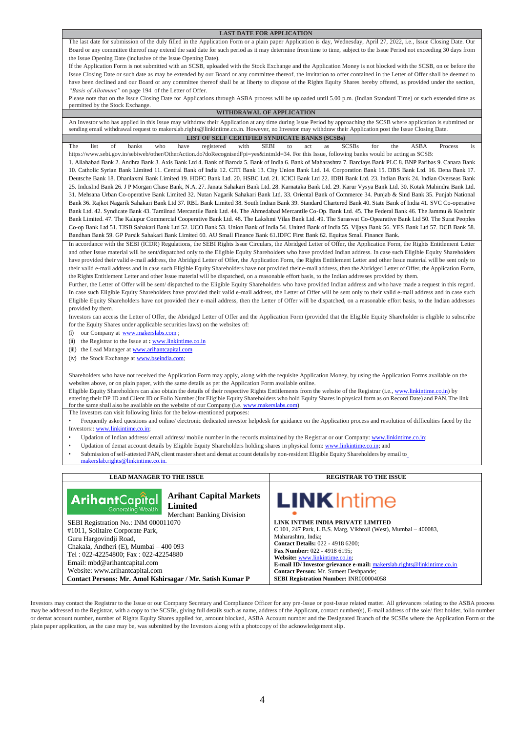## LAST DATE FOR APPLICATION

The last date for submission of the duly filled in the Application Form or a plain paper Application is day, Wednesday, April 27, 2022, i.e., Issue Closing Date. Our Board or any committee thereof may extend the said date for such period as it may determine from time to time, subject to the Issue Period not exceeding 30 days from the Issue Opening Date (inclusive of the Issue Opening Date).

If the Application Form is not submitted with an SCSB, uploaded with the Stock Exchange and the Application Money is not blocked with the SCSB, on or before the Issue Closing Date or such date as may be extended by our Board or any committee thereof, the invitation to offer contained in the Letter of Offer shall be deemed to have been declined and our Board or any committee thereof shall be at liberty to dispose of the Rights Equity Shares hereby offered, as provided under the section, *"Basis of Allotment"* on page 194 of the Letter of Offer.

Please note that on the Issue Closing Date for Applications through ASBA process will be uploaded until 5.00 p.m. (Indian Standard Time) or such extended time as permitted by the Stock Exchange.

## WITHDRAWAL OF APPLICATION

An Investor who has applied in this Issue may withdraw their Application at any time during Issue Period by approaching the SCSB where application is submitted or sending email withdrawal request to makerslab.rights@linkintime.co.in. However, no Investor may withdraw their Application post the Issue Closing Date.

## LIST OF SELF CERTIFIED SYNDICATE BANKS (SCSBs)

The list of banks who have registered with SEBI to act as SCSBs for the ASBA Process is https://www.sebi.gov.in/sebiweb/other/OtherAction.do?doRecognisedFpi=yes&intmId=34. For this Issue, following banks would be acting as SCSB:
1. Allahabad Bank 2. Andhra Bank 3. Axis Bank Ltd 4. Bank of Baroda 5. Bank of India 6. Bank of Maharashtra 7. Barclays Bank PLC 8. BNP Paribas 9. Canara Bank 10. Catholic Syrian Bank Limited 11. Central Bank of India 12. CITI Bank 13. City Union Bank Ltd. 14. Corporation Bank 15. DBS Bank 16. Dena Bank 17. Deutsche Bank 18. Dhanlaxmi Bank Limited 19. HDFC Bank Ltd. 20. HSBC Ltd. 21. ICICI Bank Ltd 22. IDBI Bank Ltd. 23. Indian Bank 24. Indian Overseas Bank 25. IndusInd Bank 26. J P Morgan Chase Bank, N.A. 27. Janata Sahakari Bank Ltd. 28. Karnataka Bank Ltd. 29. Karur Vysya Bank Ltd. 30. Kotak Mahindra Bank Ltd. 31. Mehsana Urban Co-operative Bank Limited 32. Nutan Nagarik Sahakari Bank Ltd. 33. Oriental Bank of Commerce 34. Punjab & Sind Bank 35. Punjab National Bank 36. Rajkot Nagarik Sahakari Bank Ltd 37. RBL Bank Limited 38. South Indian Bank 39. Standard Chartered Bank 40. State Bank of India 41. SVC Co-operative Bank Ltd. 42. Syndicate Bank 43. Tamilnad Mercantile Bank Ltd. 44. The Ahmedabad Mercantile Co-Op. Bank Ltd. 45. The Federal Bank 46. The Jammu & Kashmir Bank Limited. 47. The Kalupur Commercial Cooperative Bank Ltd. 48. The Lakshmi Vilas Bank Ltd. 49. The Saraswat Co-Opearative Bank Ltd 50. The Surat Peoples Co-op Bank Ltd 51. TJSB Sahakari Bank Ltd 52. UCO Bank 53. Union Bank of India 54. United Bank of India 55. Vijaya Bank 56. YES Bank Ltd 57. DCB Bank 58. Bandhan Bank 59. GP Parsik Sahakari Bank Limited 60. AU Small Finance Bank 61.IDFC First Bank 62. Equitas Small Finance Bank.

In accordance with the SEBI (ICDR) Regulations, the SEBI Rights Issue Circulars, the Abridged Letter of Offer, the Application Form, the Rights Entitlement Letter and other Issue material will be sent/dispatched only to the Eligible Equity Shareholders who have provided Indian address. In case such Eligible Equity Shareholders have provided their valid e-mail address, the Abridged Letter of Offer, the Application Form, the Rights Entitlement Letter and other Issue material will be sent only to their valid e-mail address and in case such Eligible Equity Shareholders have not provided their e-mail address, then the Abridged Letter of Offer, the Application Form, the Rights Entitlement Letter and other Issue material will be dispatched, on a reasonable effort basis, to the Indian addresses provided by them.

Further, the Letter of Offer will be sent/ dispatched to the Eligible Equity Shareholders who have provided Indian address and who have made a request in this regard. In case such Eligible Equity Shareholders have provided their valid e-mail address, the Letter of Offer will be sent only to their valid e-mail address and in case such Eligible Equity Shareholders have not provided their e-mail address, then the Letter of Offer will be dispatched, on a reasonable effort basis, to the Indian addresses provided by them.

Investors can access the Letter of Offer, the Abridged Letter of Offer and the Application Form (provided that the Eligible Equity Shareholder is eligible to subscribe for the Equity Shares under applicable securities laws) on the websites of:

(i) our Company at www.makerslabs.com ;
(ii) the Registrar to the Issue at : www.linkintime.co.in
(iii) the Lead Manager at www.arihantcapital.com
(iv) the Stock Exchange at www.bseindia.com;

Shareholders who have not received the Application Form may apply, along with the requisite Application Money, by using the Application Forms available on the websites above, or on plain paper, with the same details as per the Application Form available online.

Eligible Equity Shareholders can also obtain the details of their respective Rights Entitlements from the website of the Registrar (i.e., www.linkintime.co.in) by entering their DP ID and Client ID or Folio Number (for Eligible Equity Shareholders who hold Equity Shares in physical form as on Record Date) and PAN. The link for the same shall also be available on the website of our Company (i.e. www.makerslabs.com)

The Investors can visit following links for the below-mentioned purposes:

- Frequently asked questions and online/ electronic dedicated investor helpdesk for guidance on the Application process and resolution of difficulties faced by the Investors:: www.linkintime.co.in;
- Updation of Indian address/ email address/ mobile number in the records maintained by the Registrar or our Company: www.linkintime.co.in;
- Updation of demat account details by Eligible Equity Shareholders holding shares in physical form: www.linkintime.co.in; and
- Submission of self-attested PAN, client master sheet and demat account details by non-resident Eligible Equity Shareholders by email to makerslab.rights@linkintime.co.in.

| LEAD MANAGER TO THE ISSUE | REGISTRAR TO THE ISSUE |
|---|---|
| ArihantCapital Generating Wealth **Arihant Capital Markets Limited** Merchant Banking Division<br>SEBI Registration No.: INM 000011070<br>#1011, Solitaire Corporate Park,<br>Guru Hargovindji Road,<br>Chakala, Andheri (E), Mumbai – 400 093<br>Tel : 022-42254800; Fax : 022-42254880<br>Email: mbd@arihantcapital.com<br>Website: www.arihantcapital.com<br>**Contact Persons: Mr. Amol Kshirsagar / Mr. Satish Kumar P** | LINKIntime<br>**LINK INTIME INDIA PRIVATE LIMITED**<br>C 101, 247 Park, L.B.S. Marg, Vikhroli (West), Mumbai – 400083, Maharashtra, India;<br>**Contact Details:** 022 - 4918 6200;<br>**Fax Number:** 022 - 4918 6195;<br>**Website:** www.linkintime.co.in;<br>**E-mail ID/ Investor grievance e-mail:** makerslab.rights@linkintime.co.in<br>**Contact Person:** Mr. Sumeet Deshpande;<br>**SEBI Registration Number:** INR000004058 |

Investors may contact the Registrar to the Issue or our Company Secretary and Compliance Officer for any pre-Issue or post-Issue related matter. All grievances relating to the ASBA process may be addressed to the Registrar, with a copy to the SCSBs, giving full details such as name, address of the Applicant, contact number(s), E-mail address of the sole/ first holder, folio number or demat account number, number of Rights Equity Shares applied for, amount blocked, ASBA Account number and the Designated Branch of the SCSBs where the Application Form or the plain paper application, as the case may be, was submitted by the Investors along with a photocopy of the acknowledgement slip.